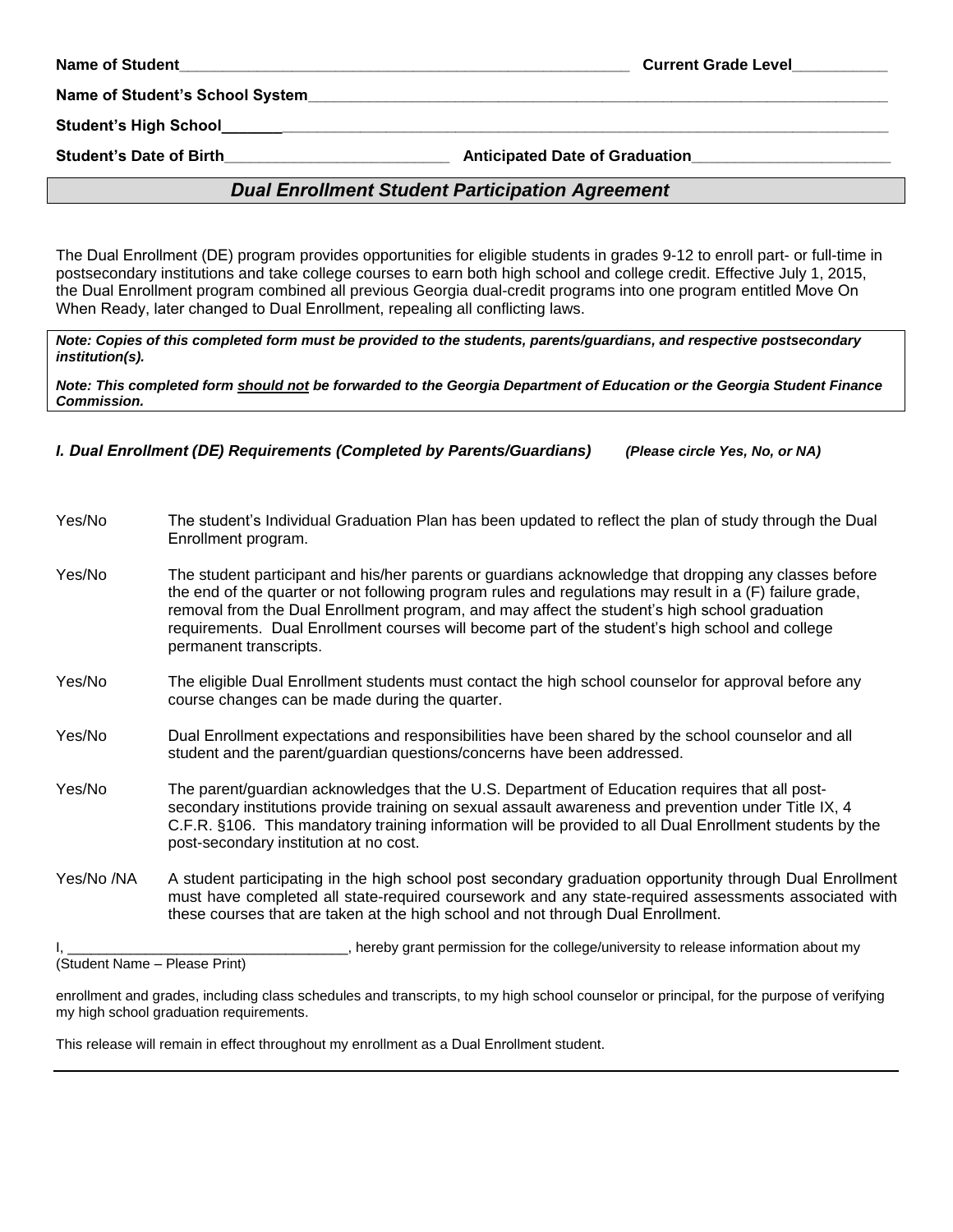**Name of Student**_____________________________________________________ **Current Grade Level**___________

**Name of Student's School System**_______________________________________________________________________

**Student's High School**_______________________________________________________________________________

**Student's Date of Birth**__________________________ **Anticipated Date of Graduation**_______________________

## *Dual Enrollment Student Participation Agreement*

The Dual Enrollment (DE) program provides opportunities for eligible students in grades 9-12 to enroll part- or full-time in postsecondary institutions and take college courses to earn both high school and college credit. Effective July 1, 2015, the Dual Enrollment program combined all previous Georgia dual-credit programs into one program entitled Move On When Ready, later changed to Dual Enrollment, repealing all conflicting laws.

***Note: Copies of this completed form must be provided to the students, parents/guardians, and respective postsecondary institution(s).***

***Note: This completed form should not be forwarded to the Georgia Department of Education or the Georgia Student Finance Commission.***

### *I. Dual Enrollment (DE) Requirements (Completed by Parents/Guardians)* ***(Please circle Yes, No, or NA)***

Yes/No The student's Individual Graduation Plan has been updated to reflect the plan of study through the Dual Enrollment program.

Yes/No The student participant and his/her parents or guardians acknowledge that dropping any classes before the end of the quarter or not following program rules and regulations may result in a (F) failure grade, removal from the Dual Enrollment program, and may affect the student's high school graduation requirements. Dual Enrollment courses will become part of the student's high school and college permanent transcripts.

Yes/No The eligible Dual Enrollment students must contact the high school counselor for approval before any course changes can be made during the quarter.

Yes/No Dual Enrollment expectations and responsibilities have been shared by the school counselor and all student and the parent/guardian questions/concerns have been addressed.

Yes/No The parent/guardian acknowledges that the U.S. Department of Education requires that all post-secondary institutions provide training on sexual assault awareness and prevention under Title IX, 4 C.F.R. §106. This mandatory training information will be provided to all Dual Enrollment students by the post-secondary institution at no cost.

Yes/No /NA A student participating in the high school post secondary graduation opportunity through Dual Enrollment must have completed all state-required coursework and any state-required assessments associated with these courses that are taken at the high school and not through Dual Enrollment.

I, ___________________________________, hereby grant permission for the college/university to release information about my
(Student Name – Please Print)

enrollment and grades, including class schedules and transcripts, to my high school counselor or principal, for the purpose of verifying my high school graduation requirements.

This release will remain in effect throughout my enrollment as a Dual Enrollment student.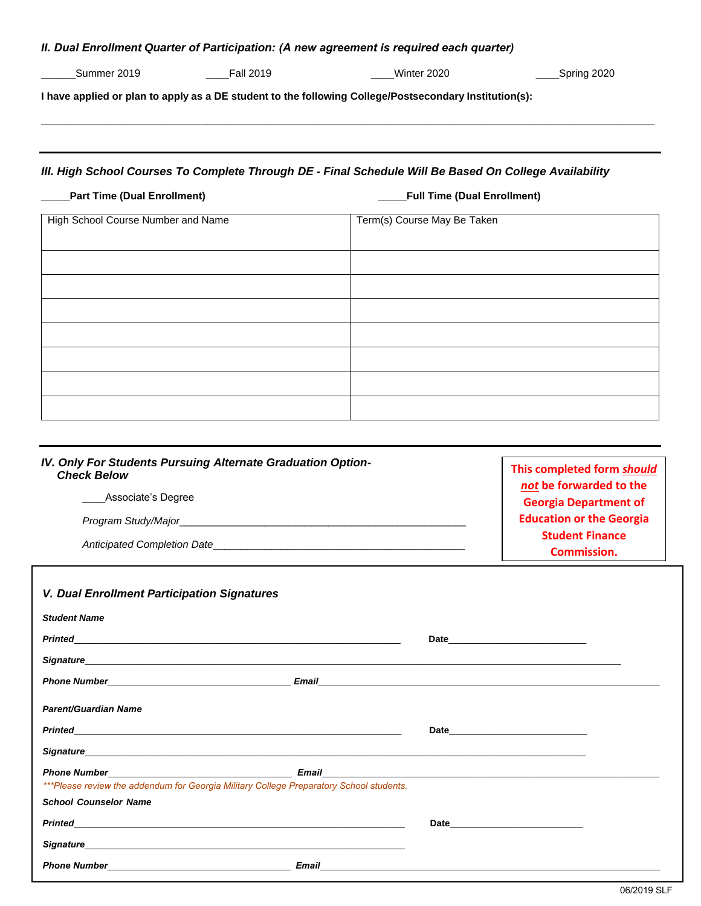### *II. Dual Enrollment Quarter of Participation: (A new agreement is required each quarter)*

______Summer 2019 ____Fall 2019 ____Winter 2020 ____Spring 2020

**I have applied or plan to apply as a DE student to the following College/Postsecondary Institution(s):**

_______________________________________________________________________________________________

### *III. High School Courses To Complete Through DE - Final Schedule Will Be Based On College Availability*

**_____Part Time (Dual Enrollment)** **_____Full Time (Dual Enrollment)**

| High School Course Number and Name | Term(s) Course May Be Taken |
|---|---|
| | |
| | |
| | |
| | |
| | |
| | |
| | |

### *IV. Only For Students Pursuing Alternate Graduation Option-Check Below*

____Associate's Degree

*Program Study/Major*_______________________________________________

*Anticipated Completion Date*_________________________________________

**This completed form *should not* be forwarded to the Georgia Department of Education or the Georgia Student Finance Commission.**

### *V. Dual Enrollment Participation Signatures*

***Student Name***

***Printed***_______________________________________ **Date**____________________

***Signature***_______________________________________________________________

***Phone Number***________________________ ***Email***_______________________________

***Parent/Guardian Name***

***Printed***_______________________________________ **Date**____________________

***Signature***_______________________________________________________________

***Phone Number***________________________ ***Email***_______________________________

****\*Please review the addendum for Georgia Military College Preparatory School students.***

***School Counselor Name***

***Printed***_______________________________________ **Date**____________________

***Signature***_______________________________________

***Phone Number***________________________ ***Email***_______________________________

06/2019 SLF